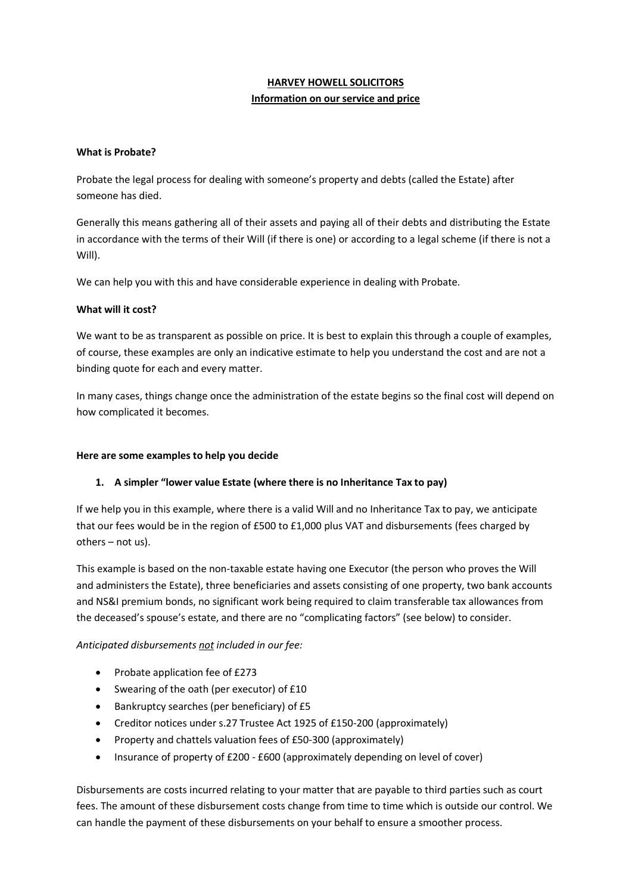# HARVEY HOWELL SOLICITORS

## Information on our service and price

**What is Probate?**

Probate the legal process for dealing with someone's property and debts (called the Estate) after someone has died.

Generally this means gathering all of their assets and paying all of their debts and distributing the Estate in accordance with the terms of their Will (if there is one) or according to a legal scheme (if there is not a Will).

We can help you with this and have considerable experience in dealing with Probate.

**What will it cost?**

We want to be as transparent as possible on price. It is best to explain this through a couple of examples, of course, these examples are only an indicative estimate to help you understand the cost and are not a binding quote for each and every matter.

In many cases, things change once the administration of the estate begins so the final cost will depend on how complicated it becomes.

**Here are some examples to help you decide**

1. **A simpler "lower value Estate (where there is no Inheritance Tax to pay)**

If we help you in this example, where there is a valid Will and no Inheritance Tax to pay, we anticipate that our fees would be in the region of £500 to £1,000 plus VAT and disbursements (fees charged by others – not us).

This example is based on the non-taxable estate having one Executor (the person who proves the Will and administers the Estate), three beneficiaries and assets consisting of one property, two bank accounts and NS&I premium bonds, no significant work being required to claim transferable tax allowances from the deceased's spouse's estate, and there are no "complicating factors" (see below) to consider.

*Anticipated disbursements <u>not</u> included in our fee:*

- Probate application fee of £273
- Swearing of the oath (per executor) of £10
- Bankruptcy searches (per beneficiary) of £5
- Creditor notices under s.27 Trustee Act 1925 of £150-200 (approximately)
- Property and chattels valuation fees of £50-300 (approximately)
- Insurance of property of £200 - £600 (approximately depending on level of cover)

Disbursements are costs incurred relating to your matter that are payable to third parties such as court fees. The amount of these disbursement costs change from time to time which is outside our control. We can handle the payment of these disbursements on your behalf to ensure a smoother process.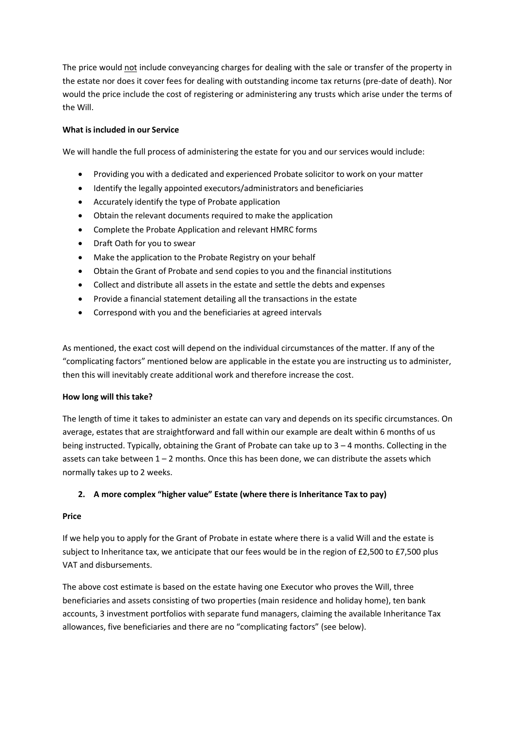The price would not include conveyancing charges for dealing with the sale or transfer of the property in the estate nor does it cover fees for dealing with outstanding income tax returns (pre-date of death). Nor would the price include the cost of registering or administering any trusts which arise under the terms of the Will.

**What is included in our Service**

We will handle the full process of administering the estate for you and our services would include:

- Providing you with a dedicated and experienced Probate solicitor to work on your matter
- Identify the legally appointed executors/administrators and beneficiaries
- Accurately identify the type of Probate application
- Obtain the relevant documents required to make the application
- Complete the Probate Application and relevant HMRC forms
- Draft Oath for you to swear
- Make the application to the Probate Registry on your behalf
- Obtain the Grant of Probate and send copies to you and the financial institutions
- Collect and distribute all assets in the estate and settle the debts and expenses
- Provide a financial statement detailing all the transactions in the estate
- Correspond with you and the beneficiaries at agreed intervals

As mentioned, the exact cost will depend on the individual circumstances of the matter. If any of the "complicating factors" mentioned below are applicable in the estate you are instructing us to administer, then this will inevitably create additional work and therefore increase the cost.

**How long will this take?**

The length of time it takes to administer an estate can vary and depends on its specific circumstances. On average, estates that are straightforward and fall within our example are dealt within 6 months of us being instructed. Typically, obtaining the Grant of Probate can take up to 3 – 4 months. Collecting in the assets can take between 1 – 2 months. Once this has been done, we can distribute the assets which normally takes up to 2 weeks.

**2. A more complex "higher value" Estate (where there is Inheritance Tax to pay)**

**Price**

If we help you to apply for the Grant of Probate in estate where there is a valid Will and the estate is subject to Inheritance tax, we anticipate that our fees would be in the region of £2,500 to £7,500 plus VAT and disbursements.

The above cost estimate is based on the estate having one Executor who proves the Will, three beneficiaries and assets consisting of two properties (main residence and holiday home), ten bank accounts, 3 investment portfolios with separate fund managers, claiming the available Inheritance Tax allowances, five beneficiaries and there are no "complicating factors" (see below).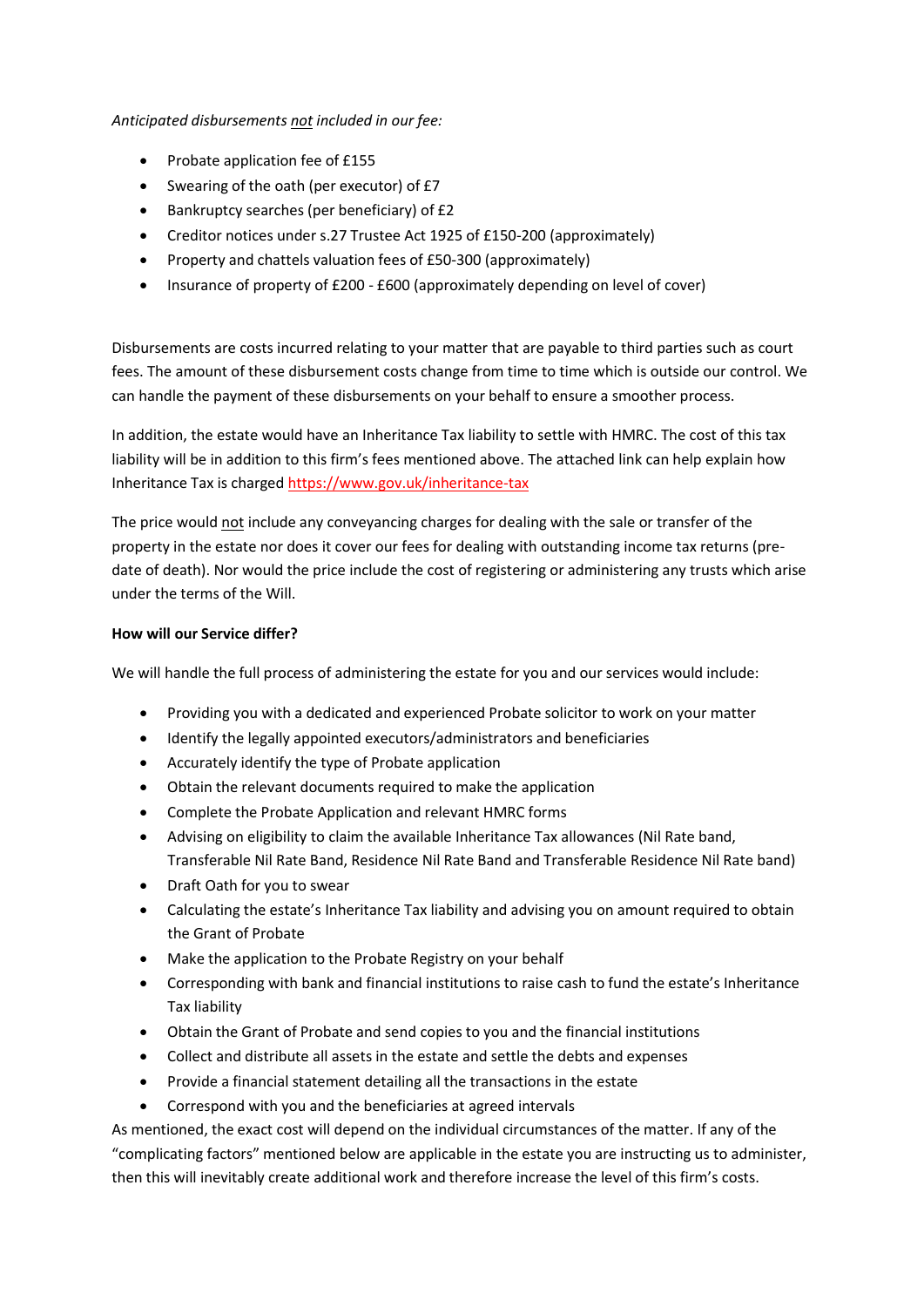*Anticipated disbursements not included in our fee:*

- Probate application fee of £155
- Swearing of the oath (per executor) of £7
- Bankruptcy searches (per beneficiary) of £2
- Creditor notices under s.27 Trustee Act 1925 of £150-200 (approximately)
- Property and chattels valuation fees of £50-300 (approximately)
- Insurance of property of £200 - £600 (approximately depending on level of cover)

Disbursements are costs incurred relating to your matter that are payable to third parties such as court fees. The amount of these disbursement costs change from time to time which is outside our control. We can handle the payment of these disbursements on your behalf to ensure a smoother process.

In addition, the estate would have an Inheritance Tax liability to settle with HMRC. The cost of this tax liability will be in addition to this firm's fees mentioned above. The attached link can help explain how Inheritance Tax is charged https://www.gov.uk/inheritance-tax

The price would not include any conveyancing charges for dealing with the sale or transfer of the property in the estate nor does it cover our fees for dealing with outstanding income tax returns (pre-date of death). Nor would the price include the cost of registering or administering any trusts which arise under the terms of the Will.

**How will our Service differ?**

We will handle the full process of administering the estate for you and our services would include:

- Providing you with a dedicated and experienced Probate solicitor to work on your matter
- Identify the legally appointed executors/administrators and beneficiaries
- Accurately identify the type of Probate application
- Obtain the relevant documents required to make the application
- Complete the Probate Application and relevant HMRC forms
- Advising on eligibility to claim the available Inheritance Tax allowances (Nil Rate band, Transferable Nil Rate Band, Residence Nil Rate Band and Transferable Residence Nil Rate band)
- Draft Oath for you to swear
- Calculating the estate's Inheritance Tax liability and advising you on amount required to obtain the Grant of Probate
- Make the application to the Probate Registry on your behalf
- Corresponding with bank and financial institutions to raise cash to fund the estate's Inheritance Tax liability
- Obtain the Grant of Probate and send copies to you and the financial institutions
- Collect and distribute all assets in the estate and settle the debts and expenses
- Provide a financial statement detailing all the transactions in the estate
- Correspond with you and the beneficiaries at agreed intervals

As mentioned, the exact cost will depend on the individual circumstances of the matter. If any of the "complicating factors" mentioned below are applicable in the estate you are instructing us to administer, then this will inevitably create additional work and therefore increase the level of this firm's costs.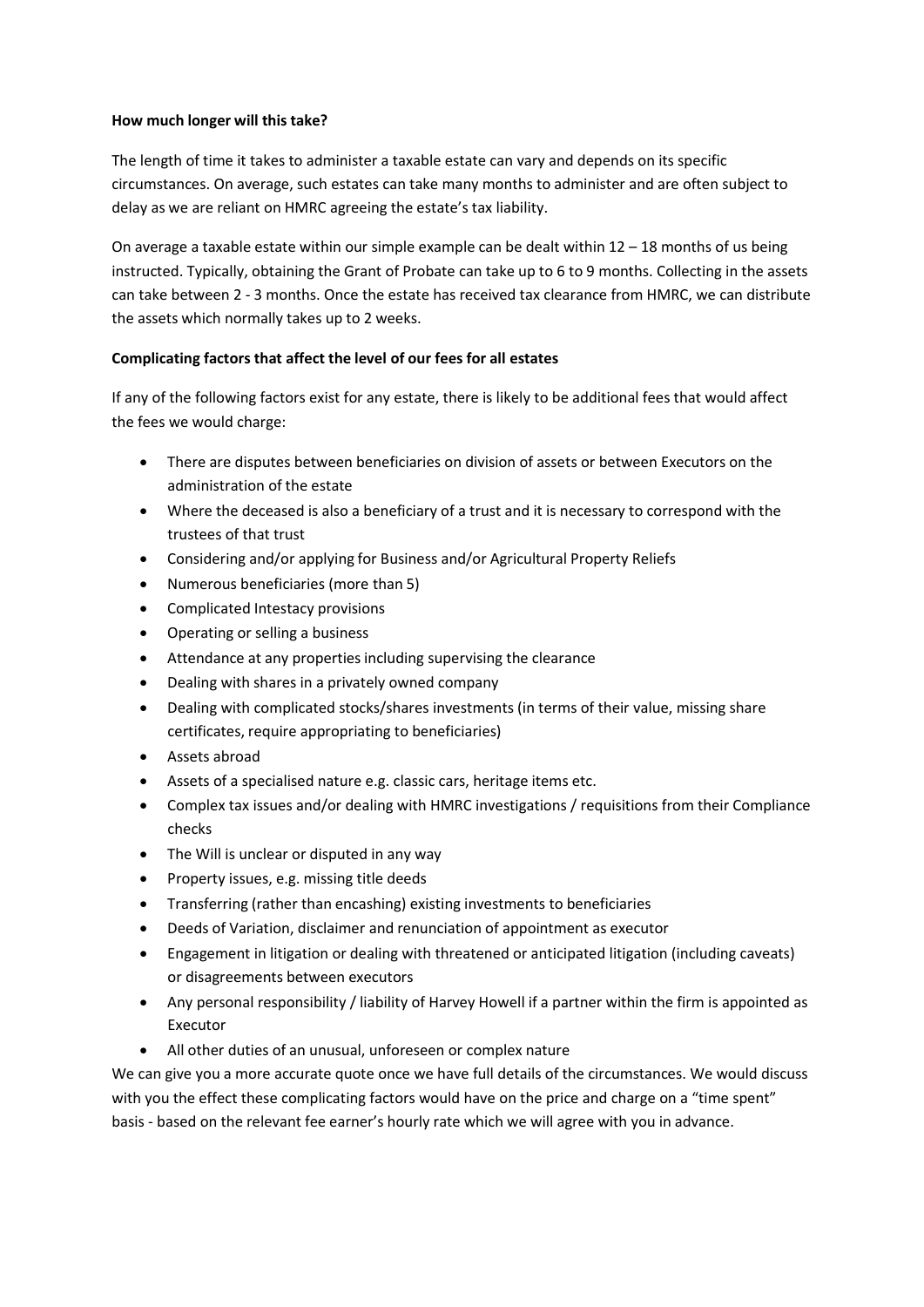**How much longer will this take?**

The length of time it takes to administer a taxable estate can vary and depends on its specific circumstances. On average, such estates can take many months to administer and are often subject to delay as we are reliant on HMRC agreeing the estate's tax liability.

On average a taxable estate within our simple example can be dealt within 12 – 18 months of us being instructed. Typically, obtaining the Grant of Probate can take up to 6 to 9 months. Collecting in the assets can take between 2 - 3 months. Once the estate has received tax clearance from HMRC, we can distribute the assets which normally takes up to 2 weeks.

**Complicating factors that affect the level of our fees for all estates**

If any of the following factors exist for any estate, there is likely to be additional fees that would affect the fees we would charge:

- There are disputes between beneficiaries on division of assets or between Executors on the administration of the estate
- Where the deceased is also a beneficiary of a trust and it is necessary to correspond with the trustees of that trust
- Considering and/or applying for Business and/or Agricultural Property Reliefs
- Numerous beneficiaries (more than 5)
- Complicated Intestacy provisions
- Operating or selling a business
- Attendance at any properties including supervising the clearance
- Dealing with shares in a privately owned company
- Dealing with complicated stocks/shares investments (in terms of their value, missing share certificates, require appropriating to beneficiaries)
- Assets abroad
- Assets of a specialised nature e.g. classic cars, heritage items etc.
- Complex tax issues and/or dealing with HMRC investigations / requisitions from their Compliance checks
- The Will is unclear or disputed in any way
- Property issues, e.g. missing title deeds
- Transferring (rather than encashing) existing investments to beneficiaries
- Deeds of Variation, disclaimer and renunciation of appointment as executor
- Engagement in litigation or dealing with threatened or anticipated litigation (including caveats) or disagreements between executors
- Any personal responsibility / liability of Harvey Howell if a partner within the firm is appointed as Executor
- All other duties of an unusual, unforeseen or complex nature

We can give you a more accurate quote once we have full details of the circumstances. We would discuss with you the effect these complicating factors would have on the price and charge on a "time spent" basis - based on the relevant fee earner's hourly rate which we will agree with you in advance.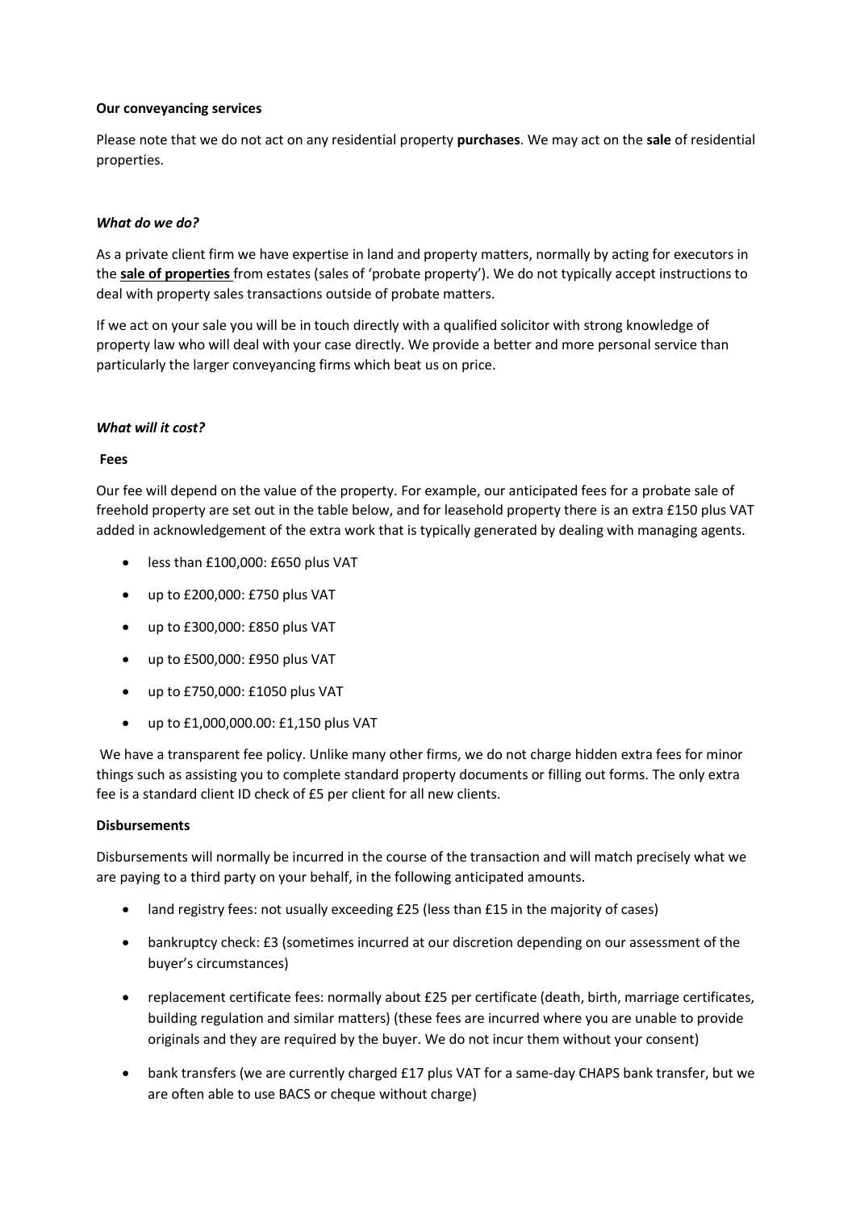**Our conveyancing services**

Please note that we do not act on any residential property **purchases**. We may act on the **sale** of residential properties.

***What do we do?***

As a private client firm we have expertise in land and property matters, normally by acting for executors in the **sale of properties** from estates (sales of 'probate property'). We do not typically accept instructions to deal with property sales transactions outside of probate matters.

If we act on your sale you will be in touch directly with a qualified solicitor with strong knowledge of property law who will deal with your case directly. We provide a better and more personal service than particularly the larger conveyancing firms which beat us on price.

***What will it cost?***

**Fees**

Our fee will depend on the value of the property. For example, our anticipated fees for a probate sale of freehold property are set out in the table below, and for leasehold property there is an extra £150 plus VAT added in acknowledgement of the extra work that is typically generated by dealing with managing agents.

- less than £100,000: £650 plus VAT
- up to £200,000: £750 plus VAT
- up to £300,000: £850 plus VAT
- up to £500,000: £950 plus VAT
- up to £750,000: £1050 plus VAT
- up to £1,000,000.00: £1,150 plus VAT

We have a transparent fee policy. Unlike many other firms, we do not charge hidden extra fees for minor things such as assisting you to complete standard property documents or filling out forms. The only extra fee is a standard client ID check of £5 per client for all new clients.

**Disbursements**

Disbursements will normally be incurred in the course of the transaction and will match precisely what we are paying to a third party on your behalf, in the following anticipated amounts.

- land registry fees: not usually exceeding £25 (less than £15 in the majority of cases)
- bankruptcy check: £3 (sometimes incurred at our discretion depending on our assessment of the buyer's circumstances)
- replacement certificate fees: normally about £25 per certificate (death, birth, marriage certificates, building regulation and similar matters) (these fees are incurred where you are unable to provide originals and they are required by the buyer. We do not incur them without your consent)
- bank transfers (we are currently charged £17 plus VAT for a same-day CHAPS bank transfer, but we are often able to use BACS or cheque without charge)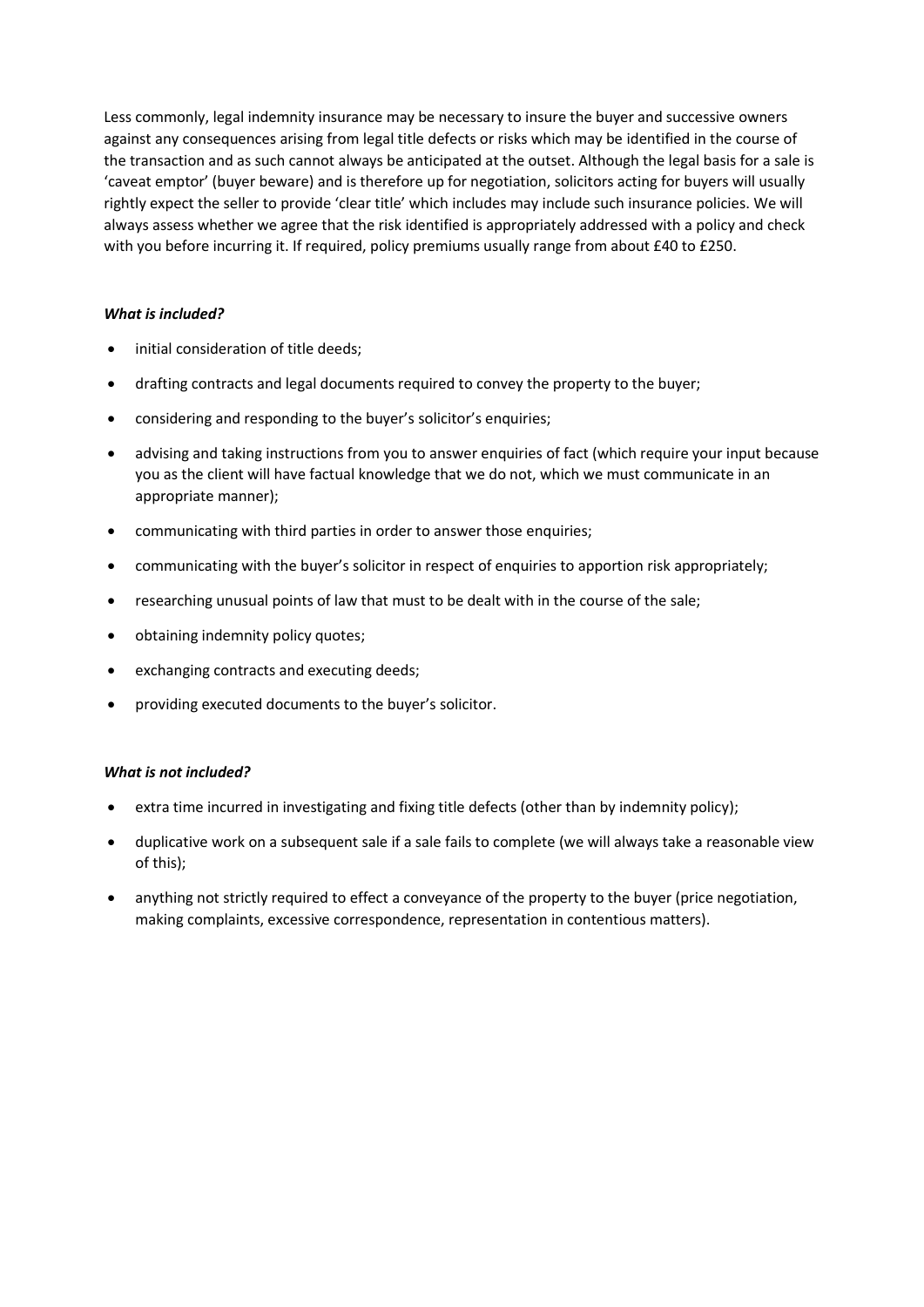Less commonly, legal indemnity insurance may be necessary to insure the buyer and successive owners against any consequences arising from legal title defects or risks which may be identified in the course of the transaction and as such cannot always be anticipated at the outset. Although the legal basis for a sale is 'caveat emptor' (buyer beware) and is therefore up for negotiation, solicitors acting for buyers will usually rightly expect the seller to provide 'clear title' which includes may include such insurance policies. We will always assess whether we agree that the risk identified is appropriately addressed with a policy and check with you before incurring it. If required, policy premiums usually range from about £40 to £250.

***What is included?***

- initial consideration of title deeds;
- drafting contracts and legal documents required to convey the property to the buyer;
- considering and responding to the buyer's solicitor's enquiries;
- advising and taking instructions from you to answer enquiries of fact (which require your input because you as the client will have factual knowledge that we do not, which we must communicate in an appropriate manner);
- communicating with third parties in order to answer those enquiries;
- communicating with the buyer's solicitor in respect of enquiries to apportion risk appropriately;
- researching unusual points of law that must to be dealt with in the course of the sale;
- obtaining indemnity policy quotes;
- exchanging contracts and executing deeds;
- providing executed documents to the buyer's solicitor.

***What is not included?***

- extra time incurred in investigating and fixing title defects (other than by indemnity policy);
- duplicative work on a subsequent sale if a sale fails to complete (we will always take a reasonable view of this);
- anything not strictly required to effect a conveyance of the property to the buyer (price negotiation, making complaints, excessive correspondence, representation in contentious matters).